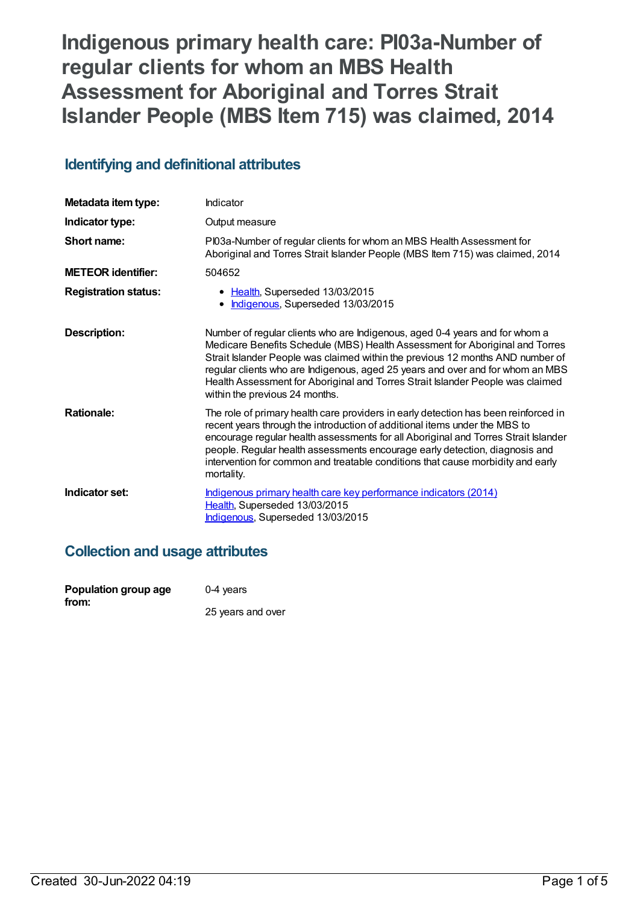# Indigenous primary health care: PI03a-Number of regular clients for whom an MBS Health Assessment for Aboriginal and Torres Strait Islander People (MBS Item 715) was claimed, 2014

## Identifying and definitional attributes

| | |
|---|---|
| **Metadata item type:** | Indicator |
| **Indicator type:** | Output measure |
| **Short name:** | PI03a-Number of regular clients for whom an MBS Health Assessment for Aboriginal and Torres Strait Islander People (MBS Item 715) was claimed, 2014 |
| **METEOR identifier:** | 504652 |
| **Registration status:** | • Health, Superseded 13/03/2015<br>• Indigenous, Superseded 13/03/2015 |
| **Description:** | Number of regular clients who are Indigenous, aged 0-4 years and for whom a Medicare Benefits Schedule (MBS) Health Assessment for Aboriginal and Torres Strait Islander People was claimed within the previous 12 months AND number of regular clients who are Indigenous, aged 25 years and over and for whom an MBS Health Assessment for Aboriginal and Torres Strait Islander People was claimed within the previous 24 months. |
| **Rationale:** | The role of primary health care providers in early detection has been reinforced in recent years through the introduction of additional items under the MBS to encourage regular health assessments for all Aboriginal and Torres Strait Islander people. Regular health assessments encourage early detection, diagnosis and intervention for common and treatable conditions that cause morbidity and early mortality. |
| **Indicator set:** | Indigenous primary health care key performance indicators (2014)<br>Health, Superseded 13/03/2015<br>Indigenous, Superseded 13/03/2015 |

## Collection and usage attributes

| | |
|---|---|
| **Population group age from:** | 0-4 years<br><br>25 years and over |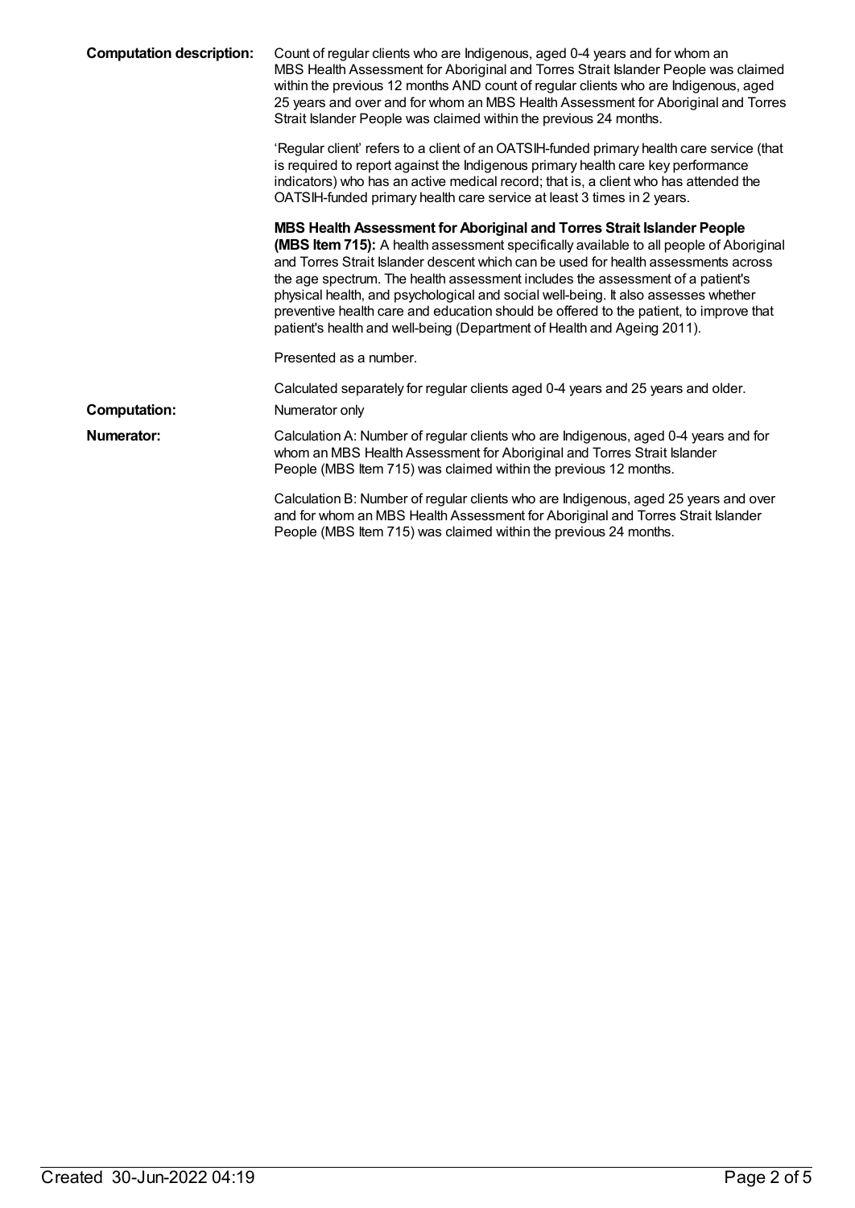**Computation description:** Count of regular clients who are Indigenous, aged 0-4 years and for whom an MBS Health Assessment for Aboriginal and Torres Strait Islander People was claimed within the previous 12 months AND count of regular clients who are Indigenous, aged 25 years and over and for whom an MBS Health Assessment for Aboriginal and Torres Strait Islander People was claimed within the previous 24 months.

'Regular client' refers to a client of an OATSIH-funded primary health care service (that is required to report against the Indigenous primary health care key performance indicators) who has an active medical record; that is, a client who has attended the OATSIH-funded primary health care service at least 3 times in 2 years.

**MBS Health Assessment for Aboriginal and Torres Strait Islander People (MBS Item 715):** A health assessment specifically available to all people of Aboriginal and Torres Strait Islander descent which can be used for health assessments across the age spectrum. The health assessment includes the assessment of a patient's physical health, and psychological and social well-being. It also assesses whether preventive health care and education should be offered to the patient, to improve that patient's health and well-being (Department of Health and Ageing 2011).

Presented as a number.

Calculated separately for regular clients aged 0-4 years and 25 years and older.

**Computation:** Numerator only

**Numerator:** Calculation A: Number of regular clients who are Indigenous, aged 0-4 years and for whom an MBS Health Assessment for Aboriginal and Torres Strait Islander People (MBS Item 715) was claimed within the previous 12 months.

Calculation B: Number of regular clients who are Indigenous, aged 25 years and over and for whom an MBS Health Assessment for Aboriginal and Torres Strait Islander People (MBS Item 715) was claimed within the previous 24 months.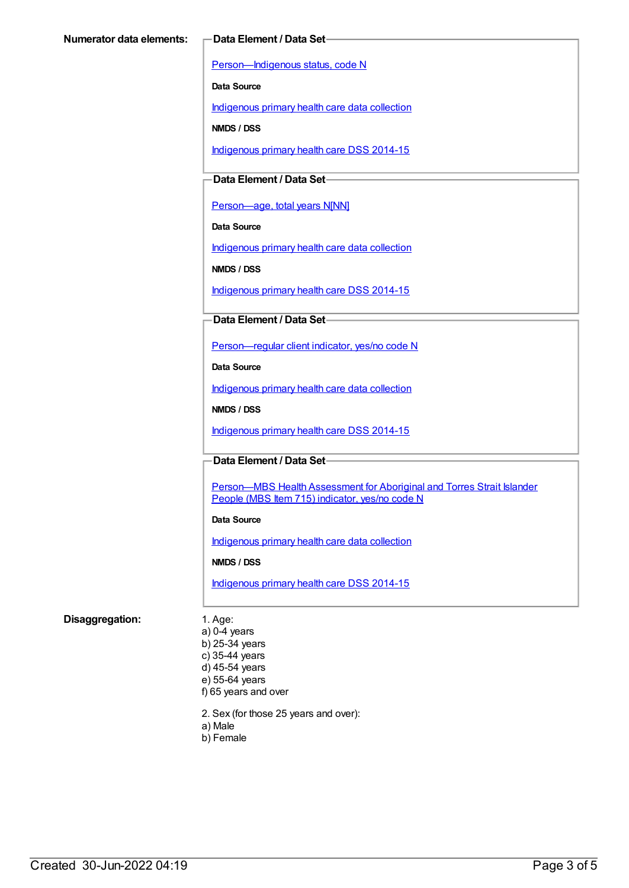**Numerator data elements:**

**Data Element / Data Set**

Person—Indigenous status, code N

**Data Source**

Indigenous primary health care data collection

**NMDS / DSS**

Indigenous primary health care DSS 2014-15

**Data Element / Data Set**

Person—age, total years N[NN]

**Data Source**

Indigenous primary health care data collection

**NMDS / DSS**

Indigenous primary health care DSS 2014-15

**Data Element / Data Set**

Person—regular client indicator, yes/no code N

**Data Source**

Indigenous primary health care data collection

**NMDS / DSS**

Indigenous primary health care DSS 2014-15

**Data Element / Data Set**

Person—MBS Health Assessment for Aboriginal and Torres Strait Islander People (MBS Item 715) indicator, yes/no code N

**Data Source**

Indigenous primary health care data collection

**NMDS / DSS**

Indigenous primary health care DSS 2014-15

**Disaggregation:**

1. Age:
a) 0-4 years
b) 25-34 years
c) 35-44 years
d) 45-54 years
e) 55-64 years
f) 65 years and over

2. Sex (for those 25 years and over):
a) Male
b) Female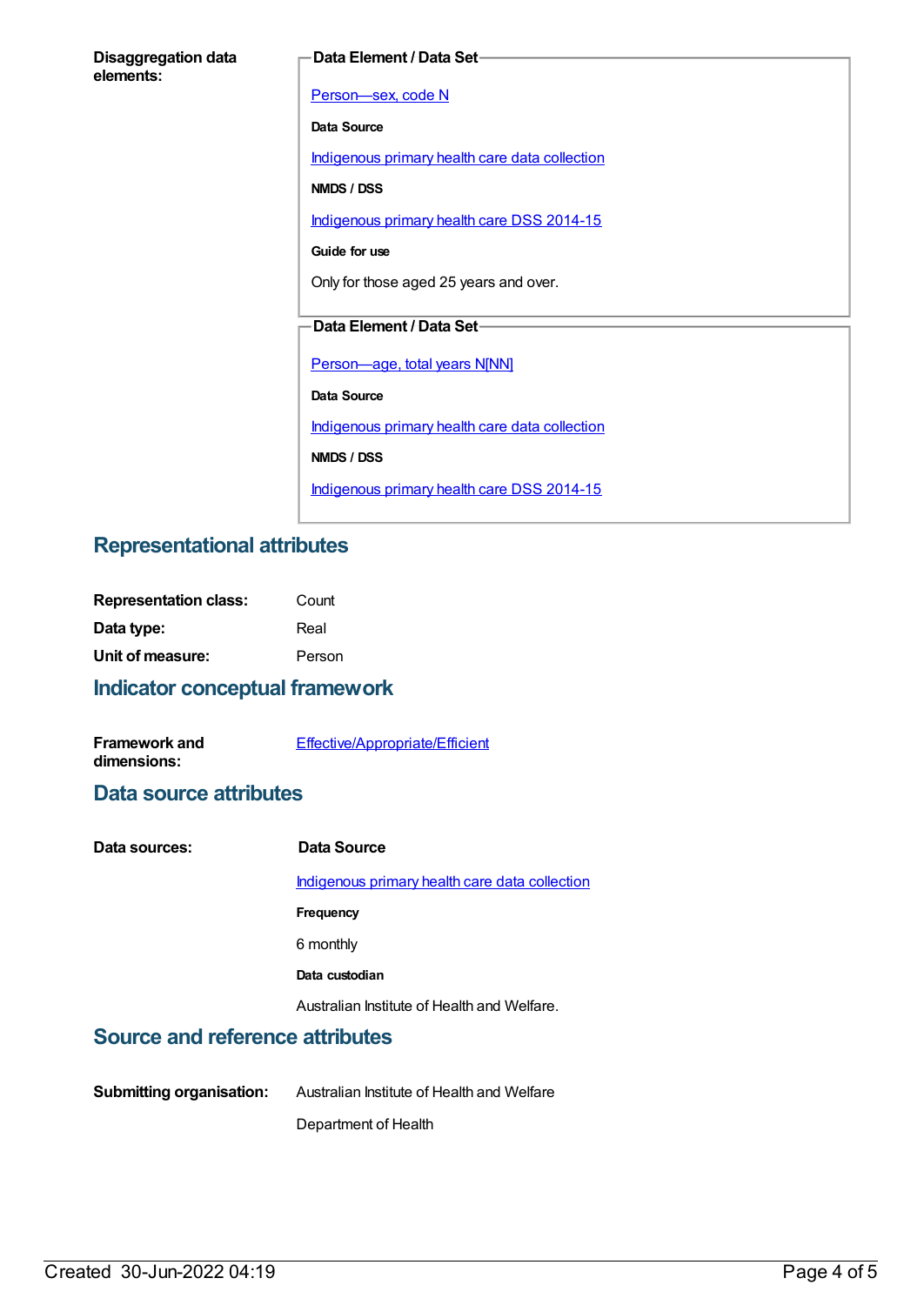**Disaggregation data elements:**

**Data Element / Data Set**

Person—sex, code N

**Data Source**

Indigenous primary health care data collection

**NMDS / DSS**

Indigenous primary health care DSS 2014-15

**Guide for use**

Only for those aged 25 years and over.

**Data Element / Data Set**

Person—age, total years N[NN]

**Data Source**

Indigenous primary health care data collection

**NMDS / DSS**

Indigenous primary health care DSS 2014-15

## Representational attributes

**Representation class:** Count

**Data type:** Real

**Unit of measure:** Person

## Indicator conceptual framework

**Framework and dimensions:** Effective/Appropriate/Efficient

## Data source attributes

**Data sources:**

**Data Source**

Indigenous primary health care data collection

**Frequency**

6 monthly

**Data custodian**

Australian Institute of Health and Welfare.

## Source and reference attributes

**Submitting organisation:** Australian Institute of Health and Welfare

Department of Health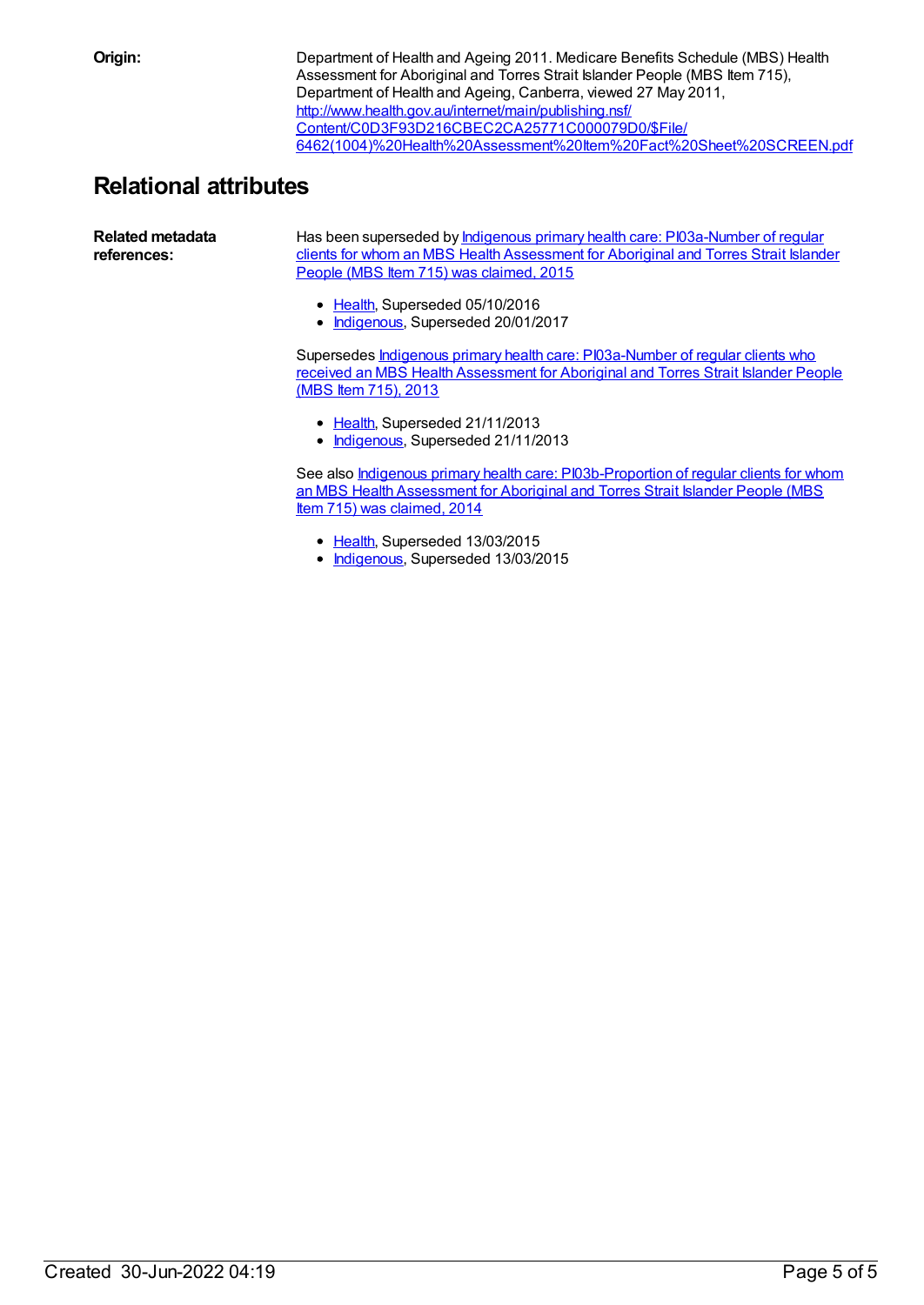**Origin:** Department of Health and Ageing 2011. Medicare Benefits Schedule (MBS) Health Assessment for Aboriginal and Torres Strait Islander People (MBS Item 715), Department of Health and Ageing, Canberra, viewed 27 May 2011, [http://www.health.gov.au/internet/main/publishing.nsf/Content/C0D3F93D216CBEC2CA25771C000079D0/$File/6462(1004)%20Health%20Assessment%20Item%20Fact%20Sheet%20SCREEN.pdf](http://www.health.gov.au/internet/main/publishing.nsf/Content/C0D3F93D216CBEC2CA25771C000079D0/$File/6462(1004)%20Health%20Assessment%20Item%20Fact%20Sheet%20SCREEN.pdf)

## Relational attributes

**Related metadata references:**

Has been superseded by Indigenous primary health care: PI03a-Number of regular clients for whom an MBS Health Assessment for Aboriginal and Torres Strait Islander People (MBS Item 715) was claimed, 2015

- Health, Superseded 05/10/2016
- Indigenous, Superseded 20/01/2017

Supersedes Indigenous primary health care: PI03a-Number of regular clients who received an MBS Health Assessment for Aboriginal and Torres Strait Islander People (MBS Item 715), 2013

- Health, Superseded 21/11/2013
- Indigenous, Superseded 21/11/2013

See also Indigenous primary health care: PI03b-Proportion of regular clients for whom an MBS Health Assessment for Aboriginal and Torres Strait Islander People (MBS Item 715) was claimed, 2014

- Health, Superseded 13/03/2015
- Indigenous, Superseded 13/03/2015